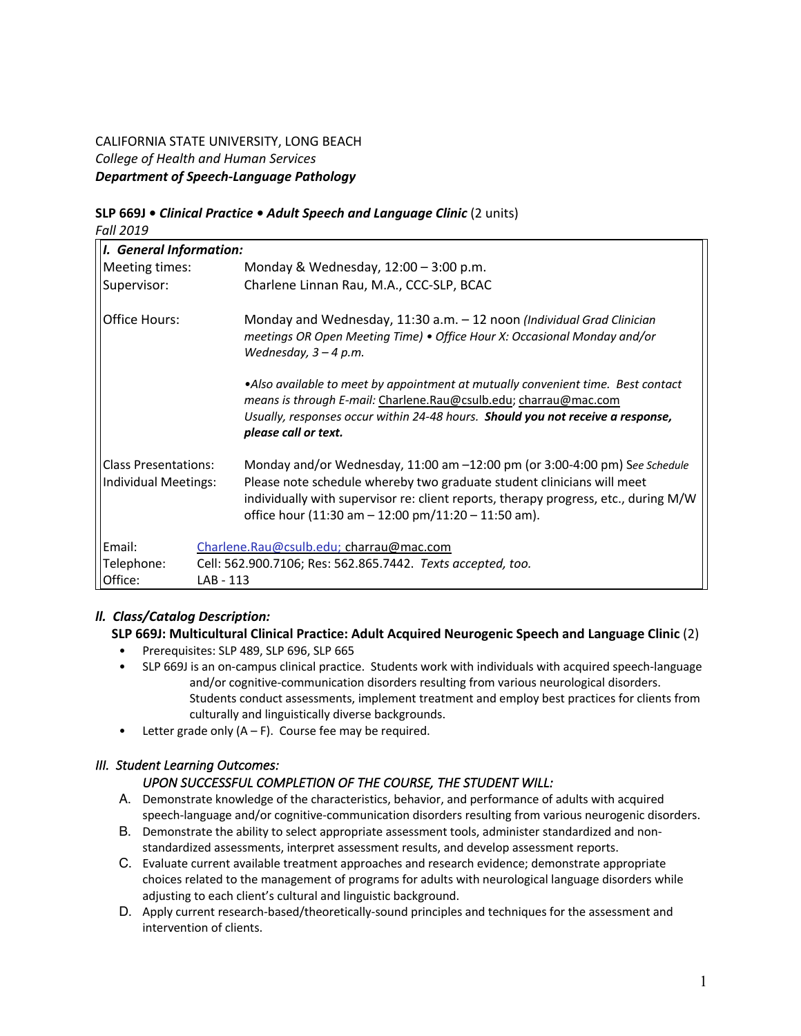CALIFORNIA STATE UNIVERSITY, LONG BEACH
*College of Health and Human Services*
***Department of Speech-Language Pathology***

**SLP 669J • *Clinical Practice • Adult Speech and Language Clinic*** (2 units)
*Fall 2019*

| ***I. General Information:*** | |
|---|---|
| Meeting times: | Monday & Wednesday, 12:00 – 3:00 p.m. |
| Supervisor: | Charlene Linnan Rau, M.A., CCC-SLP, BCAC |
| Office Hours: | Monday and Wednesday, 11:30 a.m. – 12 noon *(Individual Grad Clinician meetings OR Open Meeting Time) • Office Hour X: Occasional Monday and/or Wednesday, 3 – 4 p.m.*<br><br>*•Also available to meet by appointment at mutually convenient time. Best contact means is through E-mail:* Charlene.Rau@csulb.edu; charrau@mac.com<br>*Usually, responses occur within 24-48 hours.* ***Should you not receive a response, please call or text.*** |
| Class Presentations:<br>Individual Meetings: | Monday and/or Wednesday, 11:00 am –12:00 pm (or 3:00-4:00 pm) S*ee Schedule*<br>Please note schedule whereby two graduate student clinicians will meet individually with supervisor re: client reports, therapy progress, etc., during M/W office hour (11:30 am – 12:00 pm/11:20 – 11:50 am). |
| Email: | Charlene.Rau@csulb.edu; charrau@mac.com |
| Telephone: | Cell: 562.900.7106; Res: 562.865.7442. *Texts accepted, too.* |
| Office: | LAB - 113 |

## *II. Class/Catalog Description:*

**SLP 669J: Multicultural Clinical Practice: Adult Acquired Neurogenic Speech and Language Clinic** (2)

- Prerequisites: SLP 489, SLP 696, SLP 665
- SLP 669J is an on-campus clinical practice. Students work with individuals with acquired speech-language and/or cognitive-communication disorders resulting from various neurological disorders. Students conduct assessments, implement treatment and employ best practices for clients from culturally and linguistically diverse backgrounds.
- Letter grade only (A – F). Course fee may be required.

## *III. Student Learning Outcomes:*

*UPON SUCCESSFUL COMPLETION OF THE COURSE, THE STUDENT WILL:*

A. Demonstrate knowledge of the characteristics, behavior, and performance of adults with acquired speech-language and/or cognitive-communication disorders resulting from various neurogenic disorders.
B. Demonstrate the ability to select appropriate assessment tools, administer standardized and non-standardized assessments, interpret assessment results, and develop assessment reports.
C. Evaluate current available treatment approaches and research evidence; demonstrate appropriate choices related to the management of programs for adults with neurological language disorders while adjusting to each client's cultural and linguistic background.
D. Apply current research-based/theoretically-sound principles and techniques for the assessment and intervention of clients.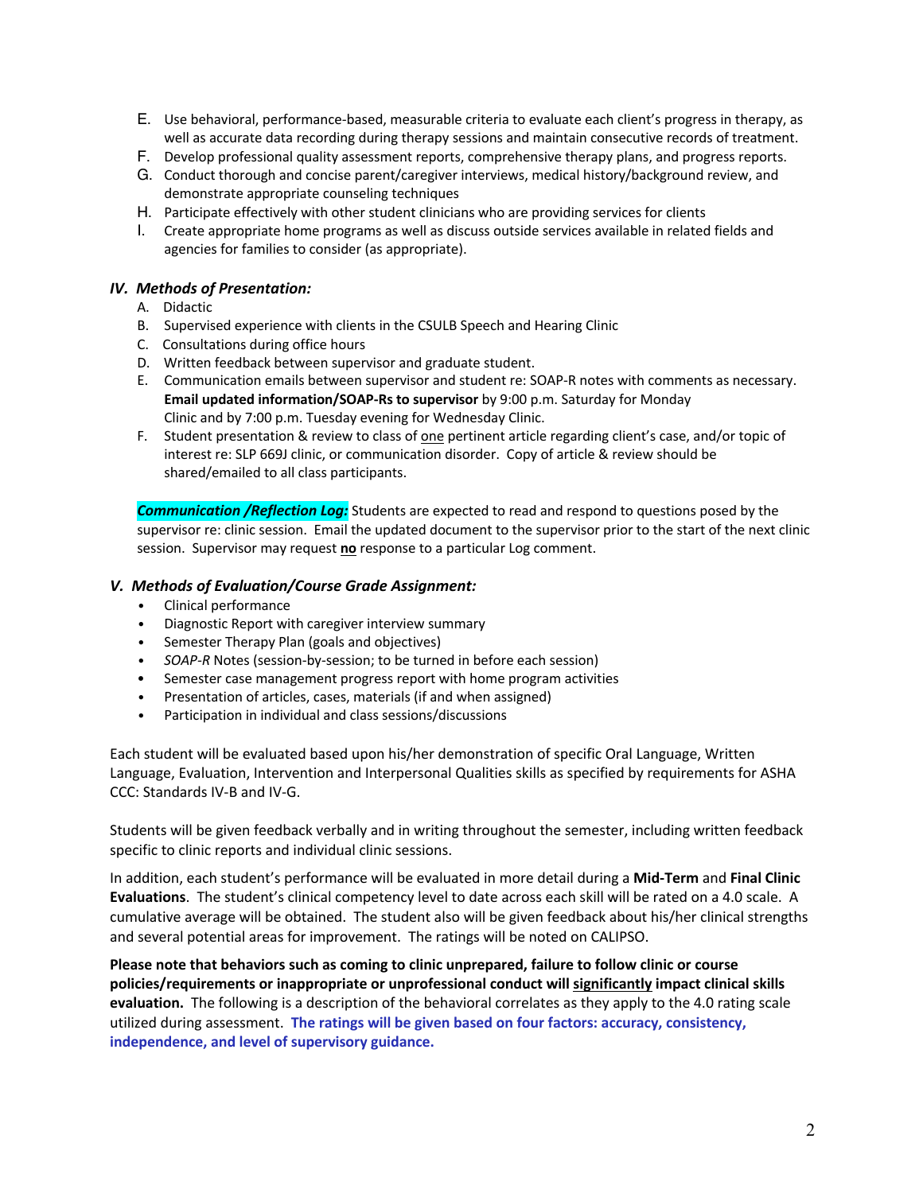E. Use behavioral, performance-based, measurable criteria to evaluate each client's progress in therapy, as well as accurate data recording during therapy sessions and maintain consecutive records of treatment.
F. Develop professional quality assessment reports, comprehensive therapy plans, and progress reports.
G. Conduct thorough and concise parent/caregiver interviews, medical history/background review, and demonstrate appropriate counseling techniques
H. Participate effectively with other student clinicians who are providing services for clients
I. Create appropriate home programs as well as discuss outside services available in related fields and agencies for families to consider (as appropriate).

### *IV. Methods of Presentation:*

A. Didactic
B. Supervised experience with clients in the CSULB Speech and Hearing Clinic
C. Consultations during office hours
D. Written feedback between supervisor and graduate student.
E. Communication emails between supervisor and student re: SOAP-R notes with comments as necessary. **Email updated information/SOAP-Rs to supervisor** by 9:00 p.m. Saturday for Monday Clinic and by 7:00 p.m. Tuesday evening for Wednesday Clinic.
F. Student presentation & review to class of <u>one</u> pertinent article regarding client's case, and/or topic of interest re: SLP 669J clinic, or communication disorder. Copy of article & review should be shared/emailed to all class participants.

***Communication /Reflection Log:*** Students are expected to read and respond to questions posed by the supervisor re: clinic session. Email the updated document to the supervisor prior to the start of the next clinic session. Supervisor may request **<u>no</u>** response to a particular Log comment.

### *V. Methods of Evaluation/Course Grade Assignment:*

- Clinical performance
- Diagnostic Report with caregiver interview summary
- Semester Therapy Plan (goals and objectives)
- *SOAP-R* Notes (session-by-session; to be turned in before each session)
- Semester case management progress report with home program activities
- Presentation of articles, cases, materials (if and when assigned)
- Participation in individual and class sessions/discussions

Each student will be evaluated based upon his/her demonstration of specific Oral Language, Written Language, Evaluation, Intervention and Interpersonal Qualities skills as specified by requirements for ASHA CCC: Standards IV-B and IV-G.

Students will be given feedback verbally and in writing throughout the semester, including written feedback specific to clinic reports and individual clinic sessions.

In addition, each student's performance will be evaluated in more detail during a **Mid-Term** and **Final Clinic Evaluations**. The student's clinical competency level to date across each skill will be rated on a 4.0 scale. A cumulative average will be obtained. The student also will be given feedback about his/her clinical strengths and several potential areas for improvement. The ratings will be noted on CALIPSO.

**Please note that behaviors such as coming to clinic unprepared, failure to follow clinic or course policies/requirements or inappropriate or unprofessional conduct will <u>significantly</u> impact clinical skills evaluation.** The following is a description of the behavioral correlates as they apply to the 4.0 rating scale utilized during assessment. **The ratings will be given based on four factors: accuracy, consistency, independence, and level of supervisory guidance.**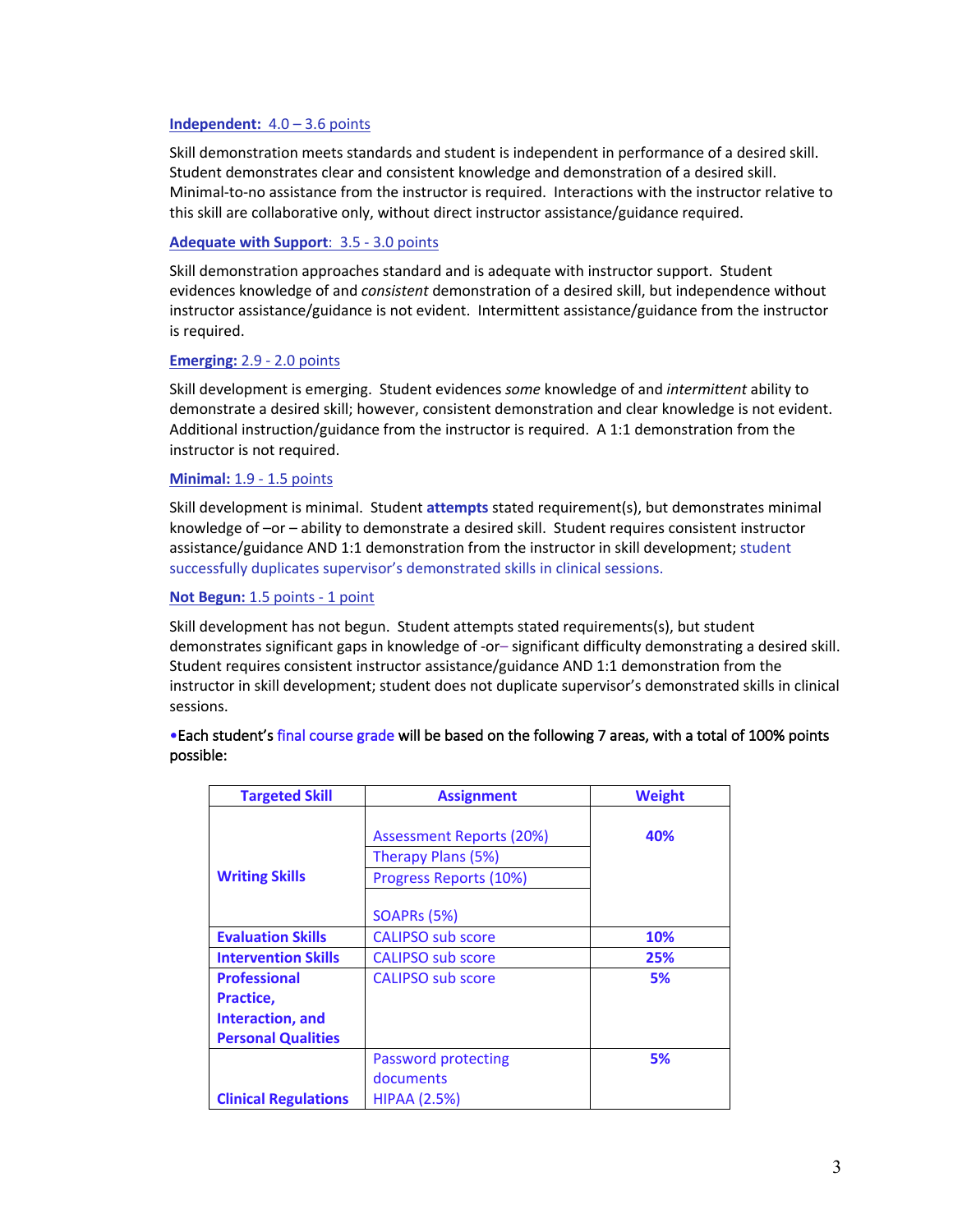**Independent: 4.0 – 3.6 points**

Skill demonstration meets standards and student is independent in performance of a desired skill. Student demonstrates clear and consistent knowledge and demonstration of a desired skill. Minimal-to-no assistance from the instructor is required. Interactions with the instructor relative to this skill are collaborative only, without direct instructor assistance/guidance required.

**Adequate with Support: 3.5 - 3.0 points**

Skill demonstration approaches standard and is adequate with instructor support. Student evidences knowledge of and *consistent* demonstration of a desired skill, but independence without instructor assistance/guidance is not evident. Intermittent assistance/guidance from the instructor is required.

**Emerging: 2.9 - 2.0 points**

Skill development is emerging. Student evidences *some* knowledge of and *intermittent* ability to demonstrate a desired skill; however, consistent demonstration and clear knowledge is not evident. Additional instruction/guidance from the instructor is required. A 1:1 demonstration from the instructor is not required.

**Minimal: 1.9 - 1.5 points**

Skill development is minimal. Student **attempts** stated requirement(s), but demonstrates minimal knowledge of –or – ability to demonstrate a desired skill. Student requires consistent instructor assistance/guidance AND 1:1 demonstration from the instructor in skill development; student successfully duplicates supervisor's demonstrated skills in clinical sessions.

**Not Begun: 1.5 points - 1 point**

Skill development has not begun. Student attempts stated requirements(s), but student demonstrates significant gaps in knowledge of -or– significant difficulty demonstrating a desired skill. Student requires consistent instructor assistance/guidance AND 1:1 demonstration from the instructor in skill development; student does not duplicate supervisor's demonstrated skills in clinical sessions.

•Each student's final course grade will be based on the following 7 areas, with a total of 100% points possible:

| Targeted Skill | Assignment | Weight |
|---|---|---|
| **Writing Skills** | Assessment Reports (20%)<br>Therapy Plans (5%)<br>Progress Reports (10%)<br>SOAPRs (5%) | **40%** |
| **Evaluation Skills** | CALIPSO sub score | **10%** |
| **Intervention Skills** | CALIPSO sub score | **25%** |
| **Professional Practice, Interaction, and Personal Qualities** | CALIPSO sub score | **5%** |
| **Clinical Regulations** | Password protecting documents<br>HIPAA (2.5%) | **5%** |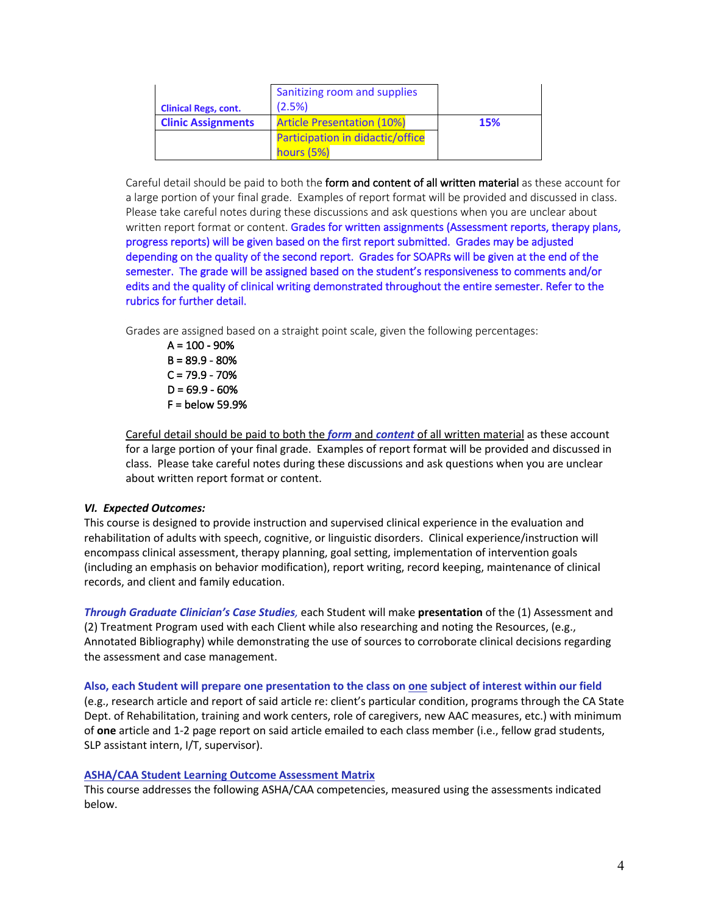| | | |
|---|---|---|
| Clinical Regs, cont. | Sanitizing room and supplies (2.5%) | |
| **Clinic Assignments** | Article Presentation (10%) | **15%** |
| | Participation in didactic/office hours (5%) | |

Careful detail should be paid to both the **form and content of all written material** as these account for a large portion of your final grade. Examples of report format will be provided and discussed in class. Please take careful notes during these discussions and ask questions when you are unclear about written report format or content. Grades for written assignments (Assessment reports, therapy plans, progress reports) will be given based on the first report submitted. Grades may be adjusted depending on the quality of the second report. Grades for SOAPRs will be given at the end of the semester. The grade will be assigned based on the student's responsiveness to comments and/or edits and the quality of clinical writing demonstrated throughout the entire semester. Refer to the rubrics for further detail.

Grades are assigned based on a straight point scale, given the following percentages:

- A = 100 - 90%
- B = 89.9 - 80%
- C = 79.9 - 70%
- D = 69.9 - 60%
- F = below 59.9%

Careful detail should be paid to both the ***form*** and ***content*** of all written material as these account for a large portion of your final grade. Examples of report format will be provided and discussed in class. Please take careful notes during these discussions and ask questions when you are unclear about written report format or content.

### ***VI. Expected Outcomes:***

This course is designed to provide instruction and supervised clinical experience in the evaluation and rehabilitation of adults with speech, cognitive, or linguistic disorders. Clinical experience/instruction will encompass clinical assessment, therapy planning, goal setting, implementation of intervention goals (including an emphasis on behavior modification), report writing, record keeping, maintenance of clinical records, and client and family education.

***Through Graduate Clinician's Case Studies,*** each Student will make **presentation** of the (1) Assessment and (2) Treatment Program used with each Client while also researching and noting the Resources, (e.g., Annotated Bibliography) while demonstrating the use of sources to corroborate clinical decisions regarding the assessment and case management.

**Also, each Student will prepare one presentation to the class on one subject of interest within our field** (e.g., research article and report of said article re: client's particular condition, programs through the CA State Dept. of Rehabilitation, training and work centers, role of caregivers, new AAC measures, etc.) with minimum of **one** article and 1-2 page report on said article emailed to each class member (i.e., fellow grad students, SLP assistant intern, I/T, supervisor).

**ASHA/CAA Student Learning Outcome Assessment Matrix**

This course addresses the following ASHA/CAA competencies, measured using the assessments indicated below.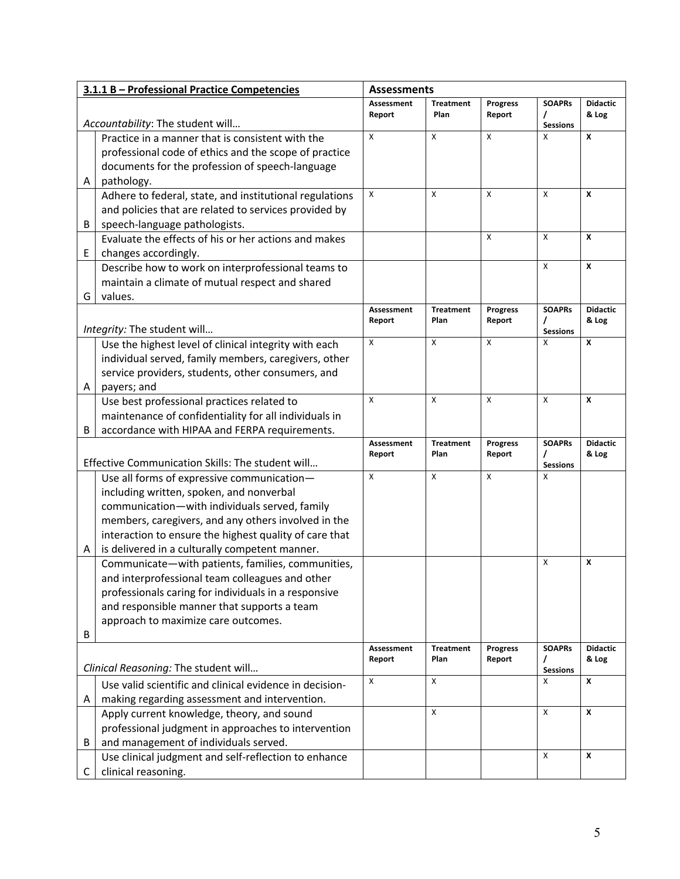| 3.1.1 B – Professional Practice Competencies | | Assessments | | | | |
|---|---|---|---|---|---|---|
| *Accountability*: The student will… | | Assessment Report | Treatment Plan | Progress Report | SOAPRs / Sessions | Didactic & Log |
| A | Practice in a manner that is consistent with the professional code of ethics and the scope of practice documents for the profession of speech-language pathology. | X | X | X | X | **X** |
| B | Adhere to federal, state, and institutional regulations and policies that are related to services provided by speech-language pathologists. | X | X | X | X | **X** |
| E | Evaluate the effects of his or her actions and makes changes accordingly. | | | X | X | **X** |
| G | Describe how to work on interprofessional teams to maintain a climate of mutual respect and shared values. | | | | X | **X** |
| *Integrity:* The student will… | | Assessment Report | Treatment Plan | Progress Report | SOAPRs / Sessions | Didactic & Log |
| A | Use the highest level of clinical integrity with each individual served, family members, caregivers, other service providers, students, other consumers, and payers; and | X | X | X | X | **X** |
| B | Use best professional practices related to maintenance of confidentiality for all individuals in accordance with HIPAA and FERPA requirements. | X | X | X | X | **X** |
| Effective Communication Skills: The student will… | | Assessment Report | Treatment Plan | Progress Report | SOAPRs / Sessions | Didactic & Log |
| A | Use all forms of expressive communication—including written, spoken, and nonverbal communication—with individuals served, family members, caregivers, and any others involved in the interaction to ensure the highest quality of care that is delivered in a culturally competent manner. | X | X | X | X | |
| B | Communicate—with patients, families, communities, and interprofessional team colleagues and other professionals caring for individuals in a responsive and responsible manner that supports a team approach to maximize care outcomes. | | | | X | **X** |
| *Clinical Reasoning:* The student will… | | Assessment Report | Treatment Plan | Progress Report | SOAPRs / Sessions | Didactic & Log |
| A | Use valid scientific and clinical evidence in decision-making regarding assessment and intervention. | X | X | | X | **X** |
| B | Apply current knowledge, theory, and sound professional judgment in approaches to intervention and management of individuals served. | | X | | X | **X** |
| C | Use clinical judgment and self-reflection to enhance clinical reasoning. | | | | X | **X** |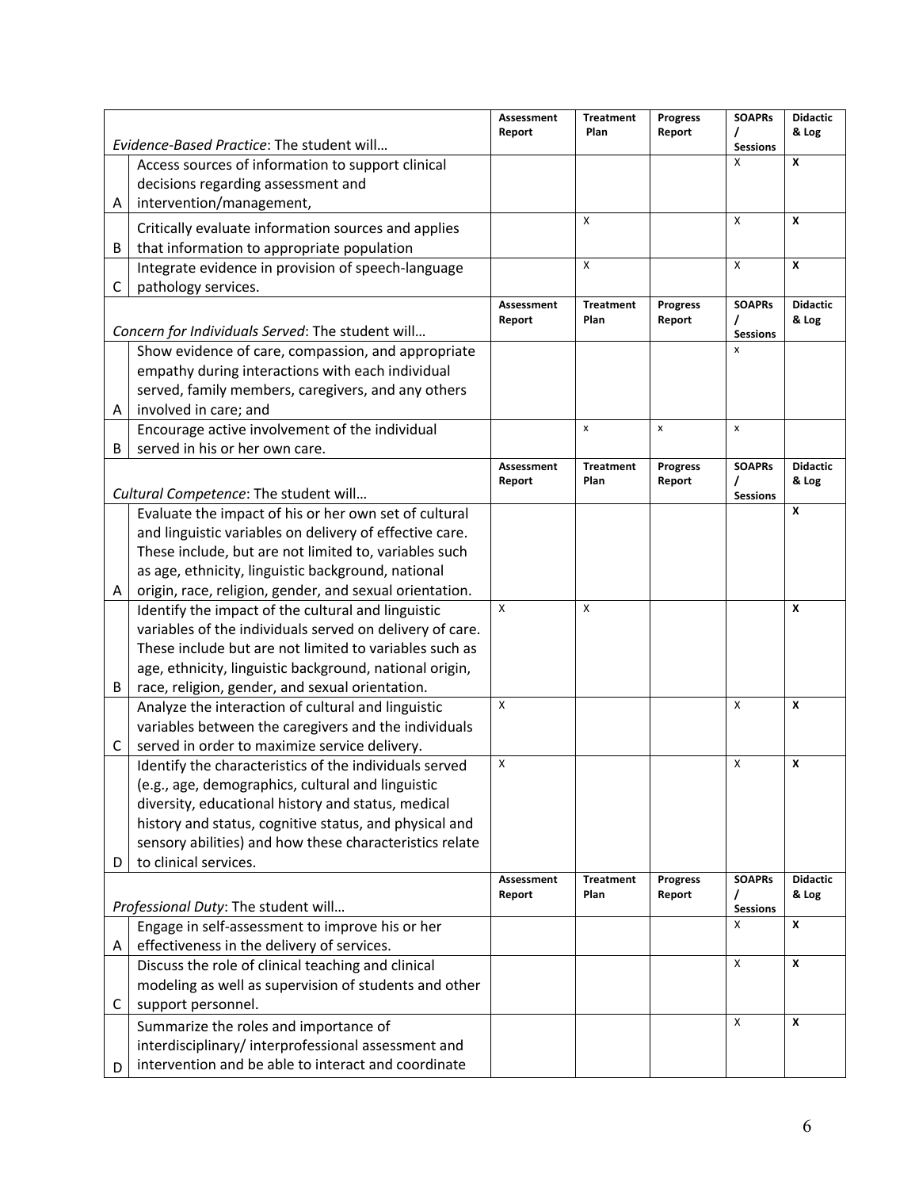| | Evidence-Based Practice: The student will… | Assessment Report | Treatment Plan | Progress Report | SOAPRs / Sessions | Didactic & Log |
|---|---|---|---|---|---|---|
| A | Access sources of information to support clinical decisions regarding assessment and intervention/management, | | | | X | **X** |
| B | Critically evaluate information sources and applies that information to appropriate population | | X | | X | **X** |
| C | Integrate evidence in provision of speech-language pathology services. | | X | | X | **X** |
| | *Concern for Individuals Served*: The student will… | **Assessment Report** | **Treatment Plan** | **Progress Report** | **SOAPRs / Sessions** | **Didactic & Log** |
| A | Show evidence of care, compassion, and appropriate empathy during interactions with each individual served, family members, caregivers, and any others involved in care; and | | | | x | |
| B | Encourage active involvement of the individual served in his or her own care. | | x | x | x | |
| | *Cultural Competence*: The student will… | **Assessment Report** | **Treatment Plan** | **Progress Report** | **SOAPRs / Sessions** | **Didactic & Log** |
| A | Evaluate the impact of his or her own set of cultural and linguistic variables on delivery of effective care. These include, but are not limited to, variables such as age, ethnicity, linguistic background, national origin, race, religion, gender, and sexual orientation. | | | | | **X** |
| B | Identify the impact of the cultural and linguistic variables of the individuals served on delivery of care. These include but are not limited to variables such as age, ethnicity, linguistic background, national origin, race, religion, gender, and sexual orientation. | X | X | | | **X** |
| C | Analyze the interaction of cultural and linguistic variables between the caregivers and the individuals served in order to maximize service delivery. | X | | | X | **X** |
| D | Identify the characteristics of the individuals served (e.g., age, demographics, cultural and linguistic diversity, educational history and status, medical history and status, cognitive status, and physical and sensory abilities) and how these characteristics relate to clinical services. | X | | | X | **X** |
| | *Professional Duty*: The student will… | **Assessment Report** | **Treatment Plan** | **Progress Report** | **SOAPRs / Sessions** | **Didactic & Log** |
| A | Engage in self-assessment to improve his or her effectiveness in the delivery of services. | | | | X | **X** |
| C | Discuss the role of clinical teaching and clinical modeling as well as supervision of students and other support personnel. | | | | X | **X** |
| D | Summarize the roles and importance of interdisciplinary/ interprofessional assessment and intervention and be able to interact and coordinate | | | | X | **X** |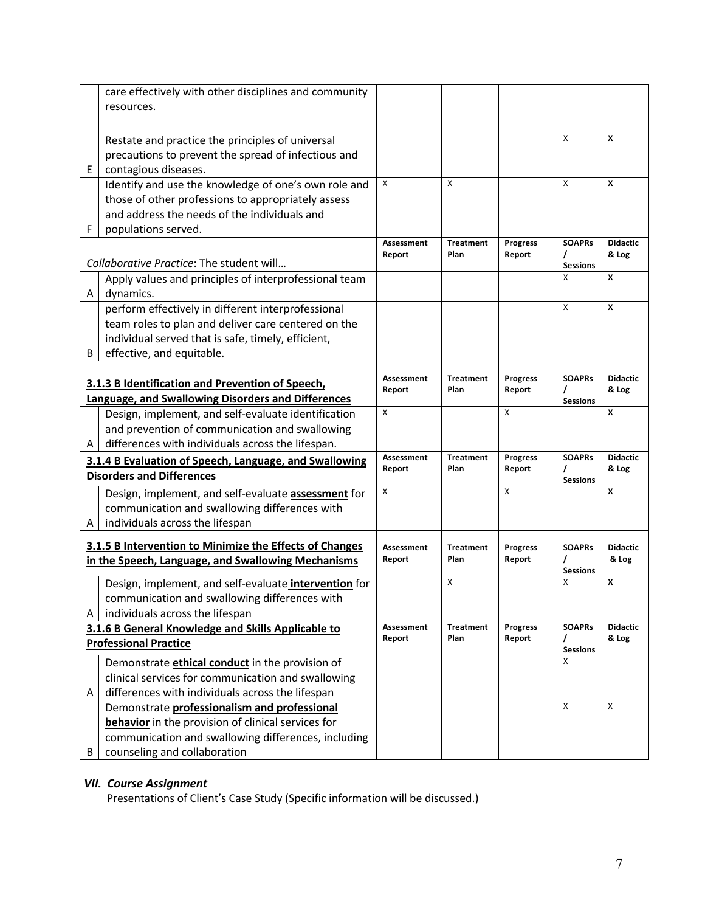| | | Assessment Report | Treatment Plan | Progress Report | SOAPRs / Sessions | Didactic & Log |
|---|---|---|---|---|---|---|
| | care effectively with other disciplines and community resources. | | | | | |
| E | Restate and practice the principles of universal precautions to prevent the spread of infectious and contagious diseases. | | | | X | **X** |
| F | Identify and use the knowledge of one's own role and those of other professions to appropriately assess and address the needs of the individuals and populations served. | X | X | | X | **X** |
| | *Collaborative Practice*: The student will… | **Assessment Report** | **Treatment Plan** | **Progress Report** | **SOAPRs / Sessions** | **Didactic & Log** |
| A | Apply values and principles of interprofessional team dynamics. | | | | X | **X** |
| B | perform effectively in different interprofessional team roles to plan and deliver care centered on the individual served that is safe, timely, efficient, effective, and equitable. | | | | X | **X** |
| | **<u>3.1.3 B Identification and Prevention of Speech, Language, and Swallowing Disorders and Differences</u>** | **Assessment Report** | **Treatment Plan** | **Progress Report** | **SOAPRs / Sessions** | **Didactic & Log** |
| A | Design, implement, and self-evaluate <u>identification and prevention</u> of communication and swallowing differences with individuals across the lifespan. | X | | X | | **X** |
| | **<u>3.1.4 B Evaluation of Speech, Language, and Swallowing Disorders and Differences</u>** | **Assessment Report** | **Treatment Plan** | **Progress Report** | **SOAPRs / Sessions** | **Didactic & Log** |
| A | Design, implement, and self-evaluate **<u>assessment</u>** for communication and swallowing differences with individuals across the lifespan | X | | X | | **X** |
| | **<u>3.1.5 B Intervention to Minimize the Effects of Changes in the Speech, Language, and Swallowing Mechanisms</u>** | **Assessment Report** | **Treatment Plan** | **Progress Report** | **SOAPRs / Sessions** | **Didactic & Log** |
| A | Design, implement, and self-evaluate **<u>intervention</u>** for communication and swallowing differences with individuals across the lifespan | | X | | X | **X** |
| | **<u>3.1.6 B General Knowledge and Skills Applicable to Professional Practice</u>** | **Assessment Report** | **Treatment Plan** | **Progress Report** | **SOAPRs / Sessions** | **Didactic & Log** |
| A | Demonstrate **<u>ethical conduct</u>** in the provision of clinical services for communication and swallowing differences with individuals across the lifespan | | | | X | |
| B | Demonstrate **<u>professionalism and professional behavior</u>** in the provision of clinical services for communication and swallowing differences, including counseling and collaboration | | | | X | X |

### *VII. Course Assignment*

<u>Presentations of Client's Case Study</u> (Specific information will be discussed.)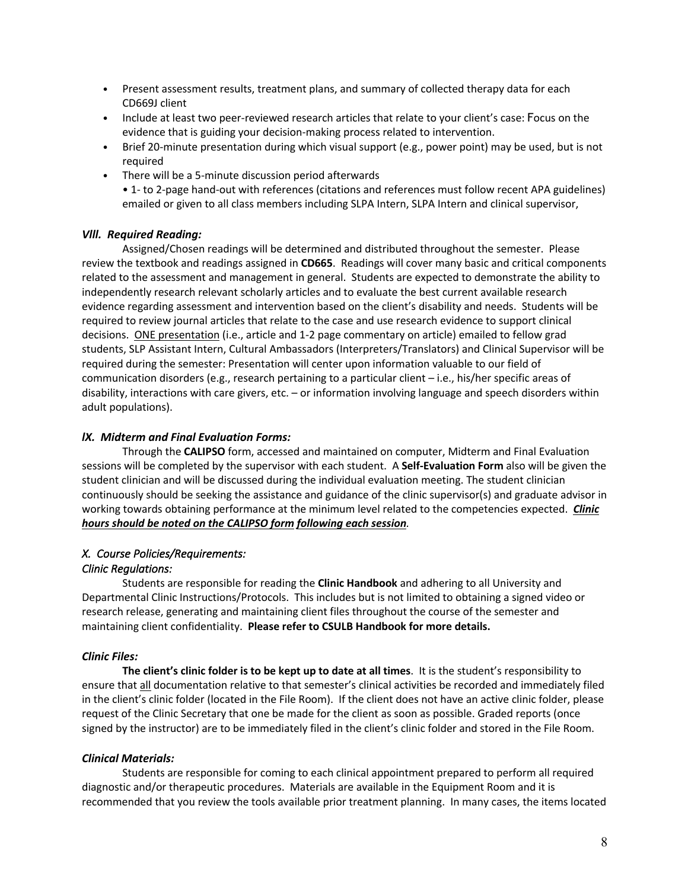- Present assessment results, treatment plans, and summary of collected therapy data for each CD669J client
- Include at least two peer-reviewed research articles that relate to your client's case: Focus on the evidence that is guiding your decision-making process related to intervention.
- Brief 20-minute presentation during which visual support (e.g., power point) may be used, but is not required
- There will be a 5-minute discussion period afterwards
  • 1- to 2-page hand-out with references (citations and references must follow recent APA guidelines) emailed or given to all class members including SLPA Intern, SLPA Intern and clinical supervisor,

### *Vlll. Required Reading:*

Assigned/Chosen readings will be determined and distributed throughout the semester. Please review the textbook and readings assigned in **CD665**. Readings will cover many basic and critical components related to the assessment and management in general. Students are expected to demonstrate the ability to independently research relevant scholarly articles and to evaluate the best current available research evidence regarding assessment and intervention based on the client's disability and needs. Students will be required to review journal articles that relate to the case and use research evidence to support clinical decisions. ONE presentation (i.e., article and 1-2 page commentary on article) emailed to fellow grad students, SLP Assistant Intern, Cultural Ambassadors (Interpreters/Translators) and Clinical Supervisor will be required during the semester: Presentation will center upon information valuable to our field of communication disorders (e.g., research pertaining to a particular client – i.e., his/her specific areas of disability, interactions with care givers, etc. – or information involving language and speech disorders within adult populations).

### *lX. Midterm and Final Evaluation Forms:*

Through the **CALIPSO** form, accessed and maintained on computer, Midterm and Final Evaluation sessions will be completed by the supervisor with each student. A **Self-Evaluation Form** also will be given the student clinician and will be discussed during the individual evaluation meeting. The student clinician continuously should be seeking the assistance and guidance of the clinic supervisor(s) and graduate advisor in working towards obtaining performance at the minimum level related to the competencies expected. ***Clinic hours should be noted on the CALIPSO form following each session***.

### *X. Course Policies/Requirements:*

#### *Clinic Regulations:*

Students are responsible for reading the **Clinic Handbook** and adhering to all University and Departmental Clinic Instructions/Protocols. This includes but is not limited to obtaining a signed video or research release, generating and maintaining client files throughout the course of the semester and maintaining client confidentiality. **Please refer to CSULB Handbook for more details.**

#### *Clinic Files:*

**The client's clinic folder is to be kept up to date at all times**. It is the student's responsibility to ensure that all documentation relative to that semester's clinical activities be recorded and immediately filed in the client's clinic folder (located in the File Room). If the client does not have an active clinic folder, please request of the Clinic Secretary that one be made for the client as soon as possible. Graded reports (once signed by the instructor) are to be immediately filed in the client's clinic folder and stored in the File Room.

#### *Clinical Materials:*

Students are responsible for coming to each clinical appointment prepared to perform all required diagnostic and/or therapeutic procedures. Materials are available in the Equipment Room and it is recommended that you review the tools available prior treatment planning. In many cases, the items located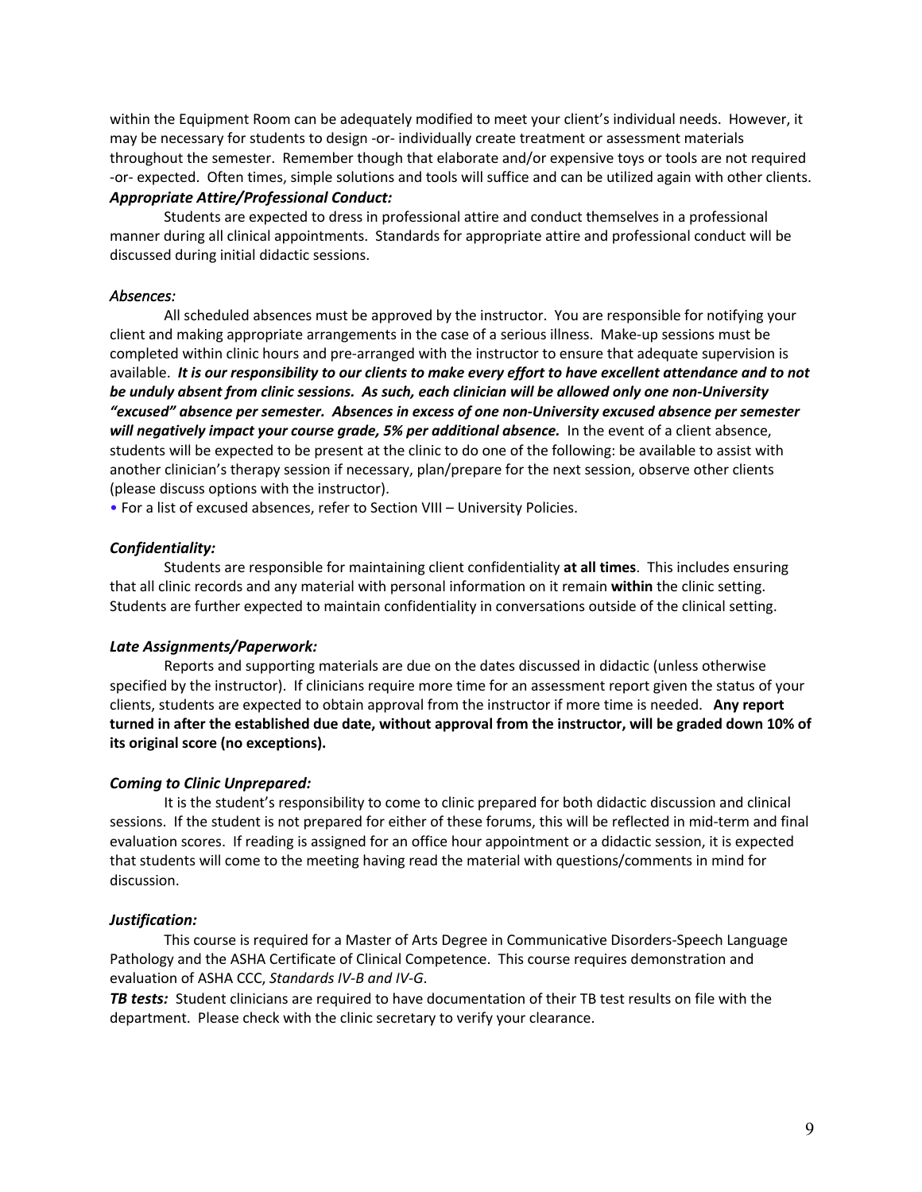within the Equipment Room can be adequately modified to meet your client's individual needs. However, it may be necessary for students to design -or- individually create treatment or assessment materials throughout the semester. Remember though that elaborate and/or expensive toys or tools are not required -or- expected. Often times, simple solutions and tools will suffice and can be utilized again with other clients.

***Appropriate Attire/Professional Conduct:***

Students are expected to dress in professional attire and conduct themselves in a professional manner during all clinical appointments. Standards for appropriate attire and professional conduct will be discussed during initial didactic sessions.

***Absences:***

All scheduled absences must be approved by the instructor. You are responsible for notifying your client and making appropriate arrangements in the case of a serious illness. Make-up sessions must be completed within clinic hours and pre-arranged with the instructor to ensure that adequate supervision is available. ***It is our responsibility to our clients to make every effort to have excellent attendance and to not be unduly absent from clinic sessions. As such, each clinician will be allowed only one non-University "excused" absence per semester. Absences in excess of one non-University excused absence per semester will negatively impact your course grade, 5% per additional absence.*** In the event of a client absence, students will be expected to be present at the clinic to do one of the following: be available to assist with another clinician's therapy session if necessary, plan/prepare for the next session, observe other clients (please discuss options with the instructor).

- For a list of excused absences, refer to Section VIII – University Policies.

***Confidentiality:***

Students are responsible for maintaining client confidentiality **at all times**. This includes ensuring that all clinic records and any material with personal information on it remain **within** the clinic setting. Students are further expected to maintain confidentiality in conversations outside of the clinical setting.

***Late Assignments/Paperwork:***

Reports and supporting materials are due on the dates discussed in didactic (unless otherwise specified by the instructor). If clinicians require more time for an assessment report given the status of your clients, students are expected to obtain approval from the instructor if more time is needed. **Any report turned in after the established due date, without approval from the instructor, will be graded down 10% of its original score (no exceptions).**

***Coming to Clinic Unprepared:***

It is the student's responsibility to come to clinic prepared for both didactic discussion and clinical sessions. If the student is not prepared for either of these forums, this will be reflected in mid-term and final evaluation scores. If reading is assigned for an office hour appointment or a didactic session, it is expected that students will come to the meeting having read the material with questions/comments in mind for discussion.

***Justification:***

This course is required for a Master of Arts Degree in Communicative Disorders-Speech Language Pathology and the ASHA Certificate of Clinical Competence. This course requires demonstration and evaluation of ASHA CCC, *Standards IV-B and IV-G*.

***TB tests:*** Student clinicians are required to have documentation of their TB test results on file with the department. Please check with the clinic secretary to verify your clearance.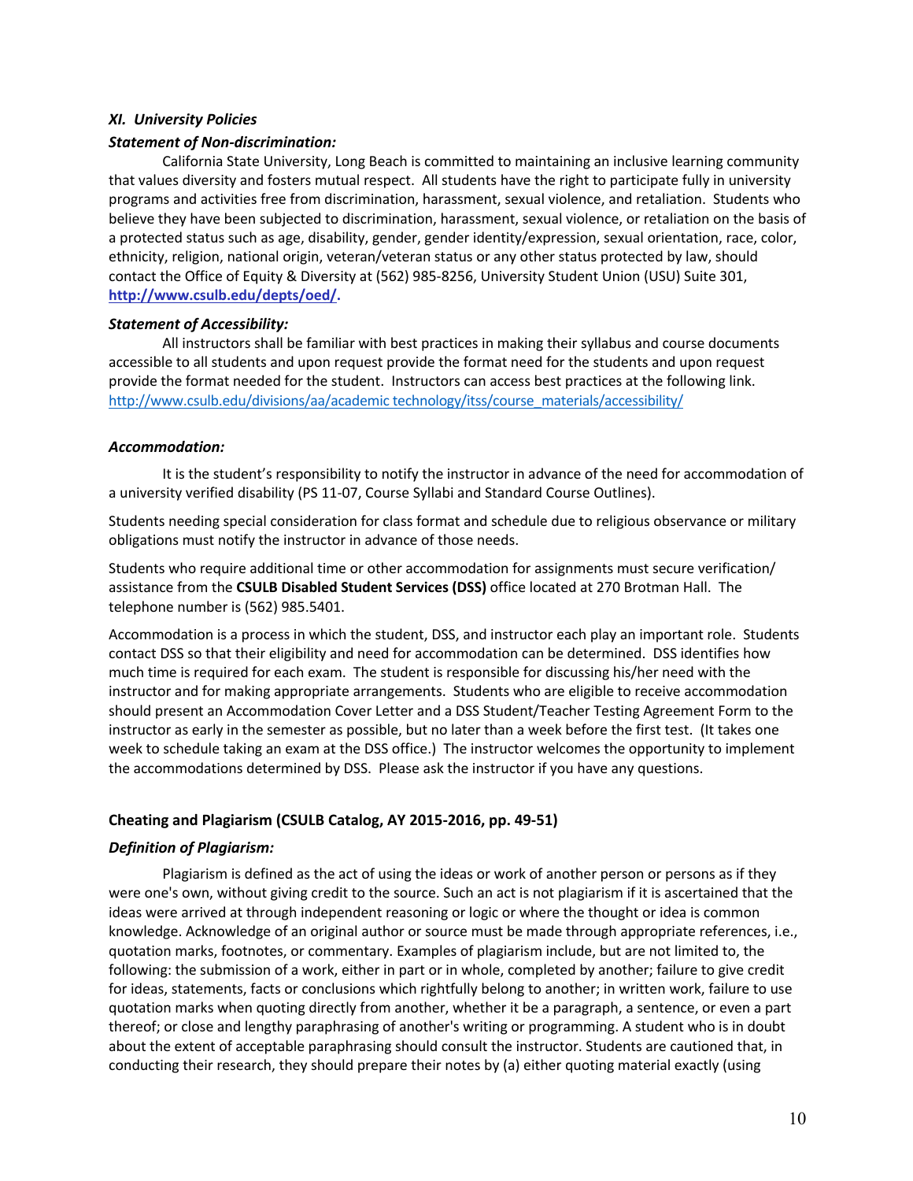### *XI. University Policies*

***Statement of Non-discrimination:***

California State University, Long Beach is committed to maintaining an inclusive learning community that values diversity and fosters mutual respect. All students have the right to participate fully in university programs and activities free from discrimination, harassment, sexual violence, and retaliation. Students who believe they have been subjected to discrimination, harassment, sexual violence, or retaliation on the basis of a protected status such as age, disability, gender, gender identity/expression, sexual orientation, race, color, ethnicity, religion, national origin, veteran/veteran status or any other status protected by law, should contact the Office of Equity & Diversity at (562) 985-8256, University Student Union (USU) Suite 301, **http://www.csulb.edu/depts/oed/.**

***Statement of Accessibility:***

All instructors shall be familiar with best practices in making their syllabus and course documents accessible to all students and upon request provide the format need for the students and upon request provide the format needed for the student. Instructors can access best practices at the following link. http://www.csulb.edu/divisions/aa/academic technology/itss/course_materials/accessibility/

***Accommodation:***

It is the student's responsibility to notify the instructor in advance of the need for accommodation of a university verified disability (PS 11-07, Course Syllabi and Standard Course Outlines).

Students needing special consideration for class format and schedule due to religious observance or military obligations must notify the instructor in advance of those needs.

Students who require additional time or other accommodation for assignments must secure verification/ assistance from the **CSULB Disabled Student Services (DSS)** office located at 270 Brotman Hall. The telephone number is (562) 985.5401.

Accommodation is a process in which the student, DSS, and instructor each play an important role. Students contact DSS so that their eligibility and need for accommodation can be determined. DSS identifies how much time is required for each exam. The student is responsible for discussing his/her need with the instructor and for making appropriate arrangements. Students who are eligible to receive accommodation should present an Accommodation Cover Letter and a DSS Student/Teacher Testing Agreement Form to the instructor as early in the semester as possible, but no later than a week before the first test. (It takes one week to schedule taking an exam at the DSS office.) The instructor welcomes the opportunity to implement the accommodations determined by DSS. Please ask the instructor if you have any questions.

**Cheating and Plagiarism (CSULB Catalog, AY 2015-2016, pp. 49-51)**

***Definition of Plagiarism:***

Plagiarism is defined as the act of using the ideas or work of another person or persons as if they were one's own, without giving credit to the source. Such an act is not plagiarism if it is ascertained that the ideas were arrived at through independent reasoning or logic or where the thought or idea is common knowledge. Acknowledge of an original author or source must be made through appropriate references, i.e., quotation marks, footnotes, or commentary. Examples of plagiarism include, but are not limited to, the following: the submission of a work, either in part or in whole, completed by another; failure to give credit for ideas, statements, facts or conclusions which rightfully belong to another; in written work, failure to use quotation marks when quoting directly from another, whether it be a paragraph, a sentence, or even a part thereof; or close and lengthy paraphrasing of another's writing or programming. A student who is in doubt about the extent of acceptable paraphrasing should consult the instructor. Students are cautioned that, in conducting their research, they should prepare their notes by (a) either quoting material exactly (using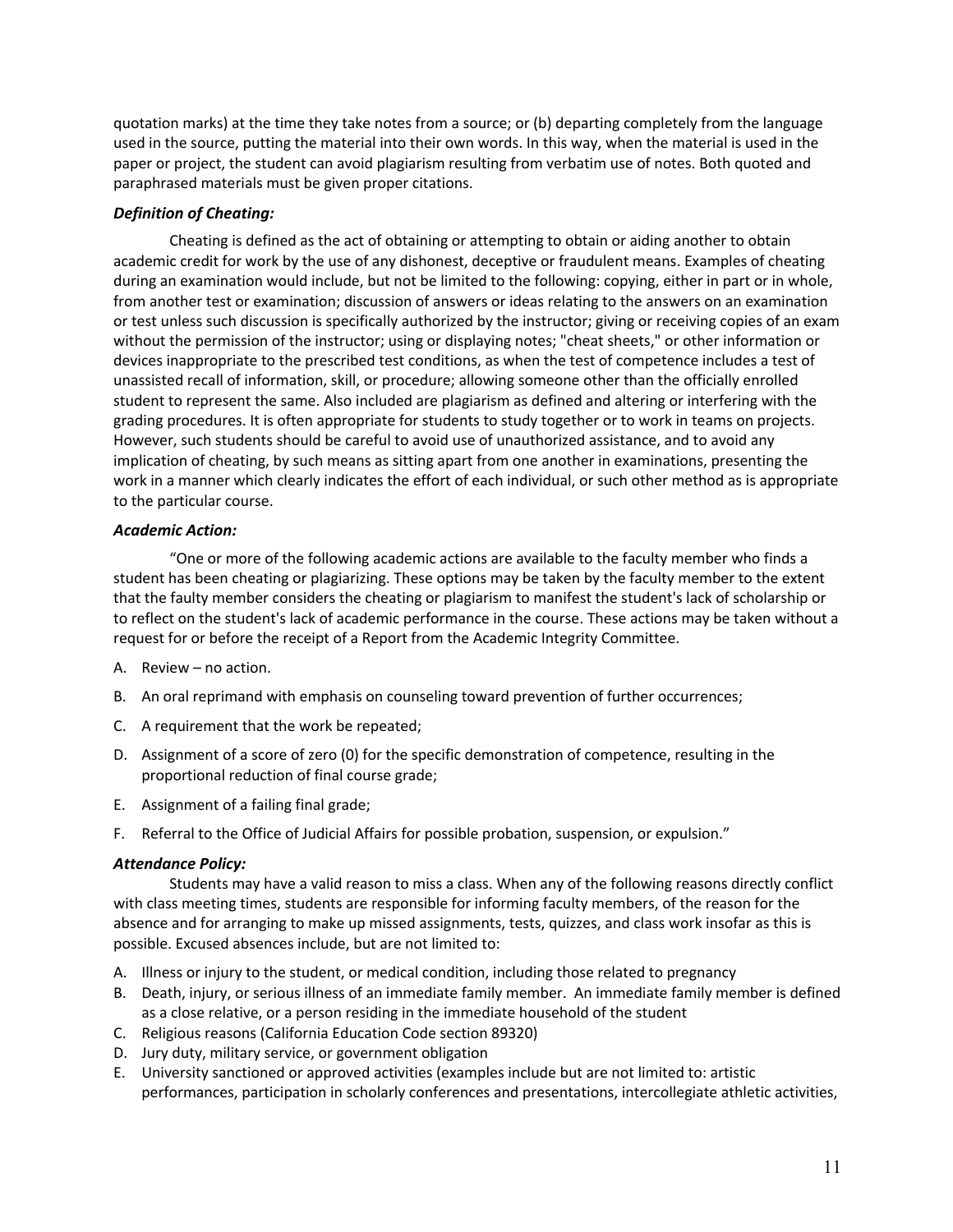quotation marks) at the time they take notes from a source; or (b) departing completely from the language used in the source, putting the material into their own words. In this way, when the material is used in the paper or project, the student can avoid plagiarism resulting from verbatim use of notes. Both quoted and paraphrased materials must be given proper citations.

### *Definition of Cheating:*

Cheating is defined as the act of obtaining or attempting to obtain or aiding another to obtain academic credit for work by the use of any dishonest, deceptive or fraudulent means. Examples of cheating during an examination would include, but not be limited to the following: copying, either in part or in whole, from another test or examination; discussion of answers or ideas relating to the answers on an examination or test unless such discussion is specifically authorized by the instructor; giving or receiving copies of an exam without the permission of the instructor; using or displaying notes; "cheat sheets," or other information or devices inappropriate to the prescribed test conditions, as when the test of competence includes a test of unassisted recall of information, skill, or procedure; allowing someone other than the officially enrolled student to represent the same. Also included are plagiarism as defined and altering or interfering with the grading procedures. It is often appropriate for students to study together or to work in teams on projects. However, such students should be careful to avoid use of unauthorized assistance, and to avoid any implication of cheating, by such means as sitting apart from one another in examinations, presenting the work in a manner which clearly indicates the effort of each individual, or such other method as is appropriate to the particular course.

### *Academic Action:*

"One or more of the following academic actions are available to the faculty member who finds a student has been cheating or plagiarizing. These options may be taken by the faculty member to the extent that the faulty member considers the cheating or plagiarism to manifest the student's lack of scholarship or to reflect on the student's lack of academic performance in the course. These actions may be taken without a request for or before the receipt of a Report from the Academic Integrity Committee.

A. Review – no action.

B. An oral reprimand with emphasis on counseling toward prevention of further occurrences;

C. A requirement that the work be repeated;

D. Assignment of a score of zero (0) for the specific demonstration of competence, resulting in the proportional reduction of final course grade;

E. Assignment of a failing final grade;

F. Referral to the Office of Judicial Affairs for possible probation, suspension, or expulsion."

### *Attendance Policy:*

Students may have a valid reason to miss a class. When any of the following reasons directly conflict with class meeting times, students are responsible for informing faculty members, of the reason for the absence and for arranging to make up missed assignments, tests, quizzes, and class work insofar as this is possible. Excused absences include, but are not limited to:

A. Illness or injury to the student, or medical condition, including those related to pregnancy
B. Death, injury, or serious illness of an immediate family member. An immediate family member is defined as a close relative, or a person residing in the immediate household of the student
C. Religious reasons (California Education Code section 89320)
D. Jury duty, military service, or government obligation
E. University sanctioned or approved activities (examples include but are not limited to: artistic performances, participation in scholarly conferences and presentations, intercollegiate athletic activities,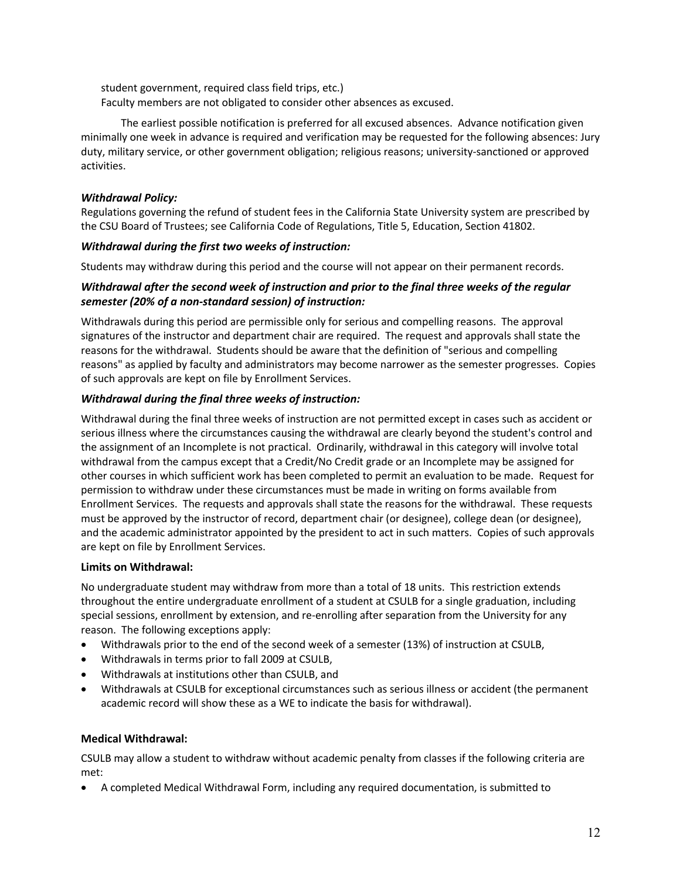student government, required class field trips, etc.)
Faculty members are not obligated to consider other absences as excused.

The earliest possible notification is preferred for all excused absences. Advance notification given minimally one week in advance is required and verification may be requested for the following absences: Jury duty, military service, or other government obligation; religious reasons; university-sanctioned or approved activities.

***Withdrawal Policy:***

Regulations governing the refund of student fees in the California State University system are prescribed by the CSU Board of Trustees; see California Code of Regulations, Title 5, Education, Section 41802.

***Withdrawal during the first two weeks of instruction:***

Students may withdraw during this period and the course will not appear on their permanent records.

***Withdrawal after the second week of instruction and prior to the final three weeks of the regular semester (20% of a non-standard session) of instruction:***

Withdrawals during this period are permissible only for serious and compelling reasons. The approval signatures of the instructor and department chair are required. The request and approvals shall state the reasons for the withdrawal. Students should be aware that the definition of "serious and compelling reasons" as applied by faculty and administrators may become narrower as the semester progresses. Copies of such approvals are kept on file by Enrollment Services.

***Withdrawal during the final three weeks of instruction:***

Withdrawal during the final three weeks of instruction are not permitted except in cases such as accident or serious illness where the circumstances causing the withdrawal are clearly beyond the student's control and the assignment of an Incomplete is not practical. Ordinarily, withdrawal in this category will involve total withdrawal from the campus except that a Credit/No Credit grade or an Incomplete may be assigned for other courses in which sufficient work has been completed to permit an evaluation to be made. Request for permission to withdraw under these circumstances must be made in writing on forms available from Enrollment Services. The requests and approvals shall state the reasons for the withdrawal. These requests must be approved by the instructor of record, department chair (or designee), college dean (or designee), and the academic administrator appointed by the president to act in such matters. Copies of such approvals are kept on file by Enrollment Services.

**Limits on Withdrawal:**

No undergraduate student may withdraw from more than a total of 18 units. This restriction extends throughout the entire undergraduate enrollment of a student at CSULB for a single graduation, including special sessions, enrollment by extension, and re-enrolling after separation from the University for any reason. The following exceptions apply:

- Withdrawals prior to the end of the second week of a semester (13%) of instruction at CSULB,
- Withdrawals in terms prior to fall 2009 at CSULB,
- Withdrawals at institutions other than CSULB, and
- Withdrawals at CSULB for exceptional circumstances such as serious illness or accident (the permanent academic record will show these as a WE to indicate the basis for withdrawal).

**Medical Withdrawal:**

CSULB may allow a student to withdraw without academic penalty from classes if the following criteria are met:

- A completed Medical Withdrawal Form, including any required documentation, is submitted to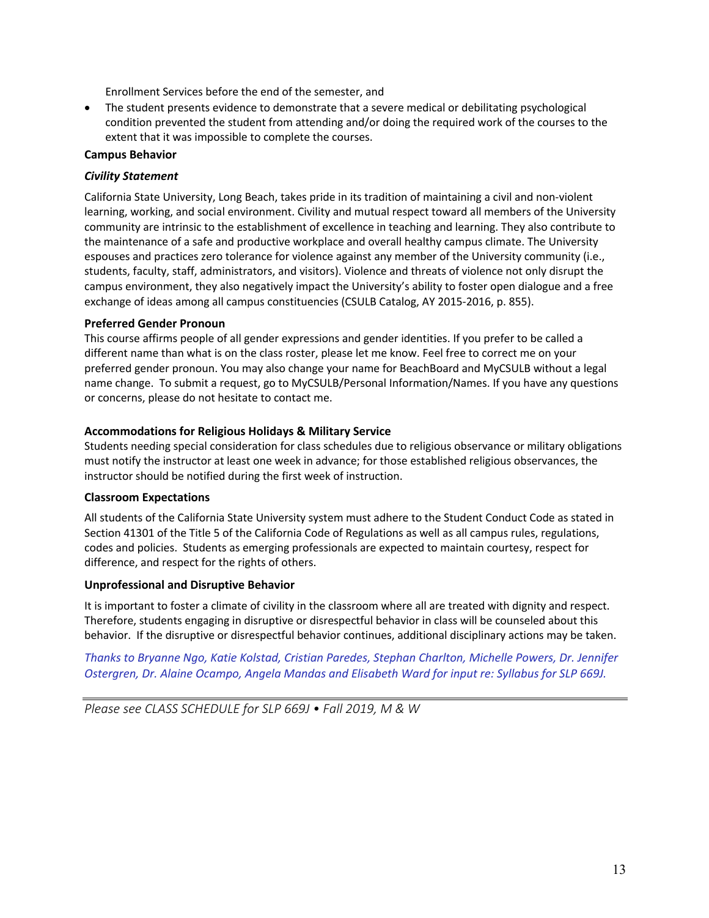Enrollment Services before the end of the semester, and

- The student presents evidence to demonstrate that a severe medical or debilitating psychological condition prevented the student from attending and/or doing the required work of the courses to the extent that it was impossible to complete the courses.

**Campus Behavior**

***Civility Statement***

California State University, Long Beach, takes pride in its tradition of maintaining a civil and non-violent learning, working, and social environment. Civility and mutual respect toward all members of the University community are intrinsic to the establishment of excellence in teaching and learning. They also contribute to the maintenance of a safe and productive workplace and overall healthy campus climate. The University espouses and practices zero tolerance for violence against any member of the University community (i.e., students, faculty, staff, administrators, and visitors). Violence and threats of violence not only disrupt the campus environment, they also negatively impact the University's ability to foster open dialogue and a free exchange of ideas among all campus constituencies (CSULB Catalog, AY 2015-2016, p. 855).

**Preferred Gender Pronoun**

This course affirms people of all gender expressions and gender identities. If you prefer to be called a different name than what is on the class roster, please let me know. Feel free to correct me on your preferred gender pronoun. You may also change your name for BeachBoard and MyCSULB without a legal name change. To submit a request, go to MyCSULB/Personal Information/Names. If you have any questions or concerns, please do not hesitate to contact me.

**Accommodations for Religious Holidays & Military Service**

Students needing special consideration for class schedules due to religious observance or military obligations must notify the instructor at least one week in advance; for those established religious observances, the instructor should be notified during the first week of instruction.

**Classroom Expectations**

All students of the California State University system must adhere to the Student Conduct Code as stated in Section 41301 of the Title 5 of the California Code of Regulations as well as all campus rules, regulations, codes and policies. Students as emerging professionals are expected to maintain courtesy, respect for difference, and respect for the rights of others.

**Unprofessional and Disruptive Behavior**

It is important to foster a climate of civility in the classroom where all are treated with dignity and respect. Therefore, students engaging in disruptive or disrespectful behavior in class will be counseled about this behavior. If the disruptive or disrespectful behavior continues, additional disciplinary actions may be taken.

*Thanks to Bryanne Ngo, Katie Kolstad, Cristian Paredes, Stephan Charlton, Michelle Powers, Dr. Jennifer Ostergren, Dr. Alaine Ocampo, Angela Mandas and Elisabeth Ward for input re: Syllabus for SLP 669J.*

---

*Please see CLASS SCHEDULE for SLP 669J • Fall 2019, M & W*